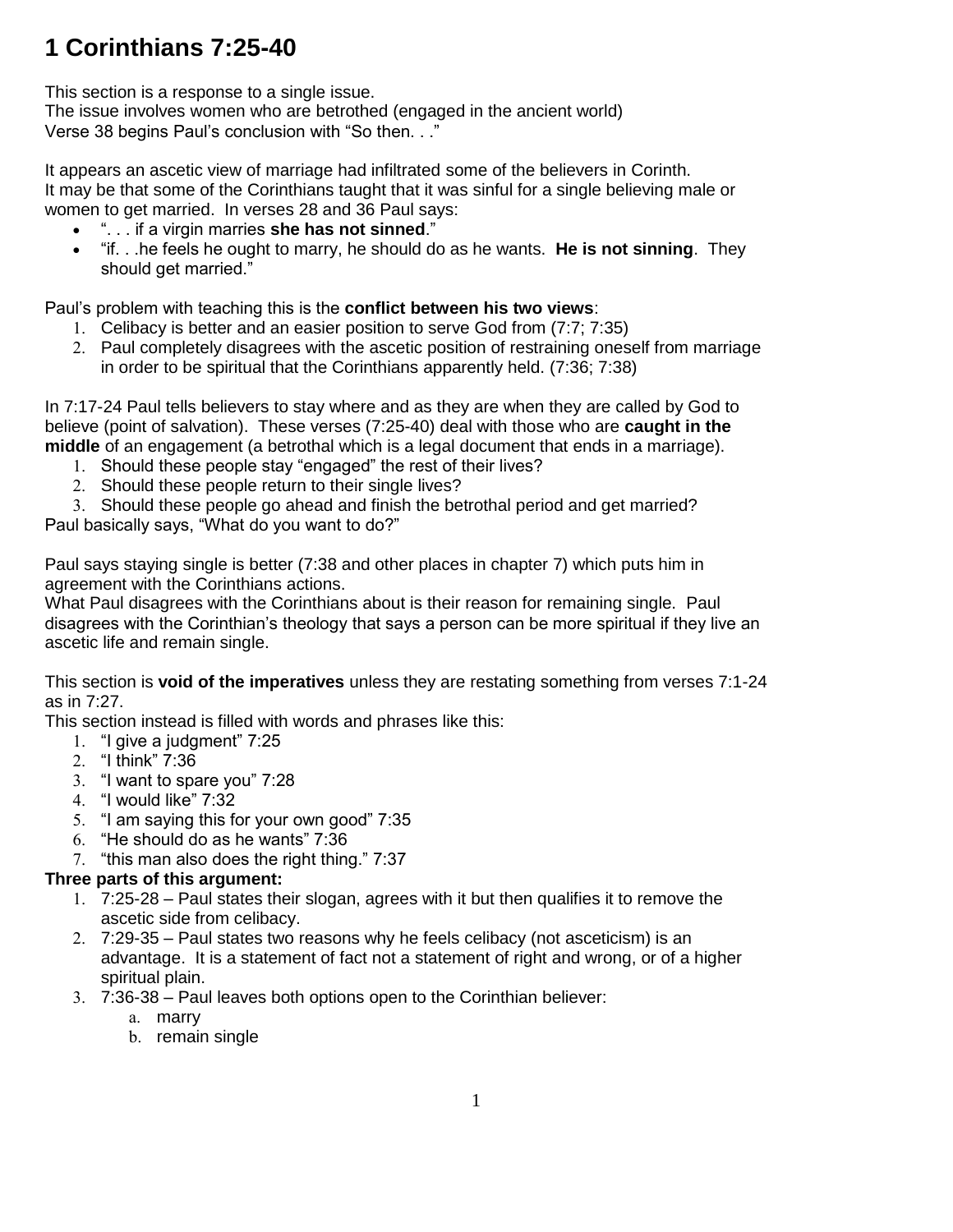# 1 Corinthians 7:25-40

This section is a response to a single issue.
The issue involves women who are betrothed (engaged in the ancient world)
Verse 38 begins Paul's conclusion with "So then. . ."

It appears an ascetic view of marriage had infiltrated some of the believers in Corinth.
It may be that some of the Corinthians taught that it was sinful for a single believing male or women to get married. In verses 28 and 36 Paul says:

- ". . . if a virgin marries **she has not sinned**."
- "if. . .he feels he ought to marry, he should do as he wants. **He is not sinning**. They should get married."

Paul's problem with teaching this is the **conflict between his two views**:

1. Celibacy is better and an easier position to serve God from (7:7; 7:35)
2. Paul completely disagrees with the ascetic position of restraining oneself from marriage in order to be spiritual that the Corinthians apparently held. (7:36; 7:38)

In 7:17-24 Paul tells believers to stay where and as they are when they are called by God to believe (point of salvation). These verses (7:25-40) deal with those who are **caught in the middle** of an engagement (a betrothal which is a legal document that ends in a marriage).

1. Should these people stay "engaged" the rest of their lives?
2. Should these people return to their single lives?
3. Should these people go ahead and finish the betrothal period and get married?

Paul basically says, "What do you want to do?"

Paul says staying single is better (7:38 and other places in chapter 7) which puts him in agreement with the Corinthians actions.
What Paul disagrees with the Corinthians about is their reason for remaining single. Paul disagrees with the Corinthian's theology that says a person can be more spiritual if they live an ascetic life and remain single.

This section is **void of the imperatives** unless they are restating something from verses 7:1-24 as in 7:27.
This section instead is filled with words and phrases like this:

1. "I give a judgment" 7:25
2. "I think" 7:36
3. "I want to spare you" 7:28
4. "I would like" 7:32
5. "I am saying this for your own good" 7:35
6. "He should do as he wants" 7:36
7. "this man also does the right thing." 7:37

**Three parts of this argument:**

1. 7:25-28 – Paul states their slogan, agrees with it but then qualifies it to remove the ascetic side from celibacy.
2. 7:29-35 – Paul states two reasons why he feels celibacy (not asceticism) is an advantage. It is a statement of fact not a statement of right and wrong, or of a higher spiritual plain.
3. 7:36-38 – Paul leaves both options open to the Corinthian believer:
   a. marry
   b. remain single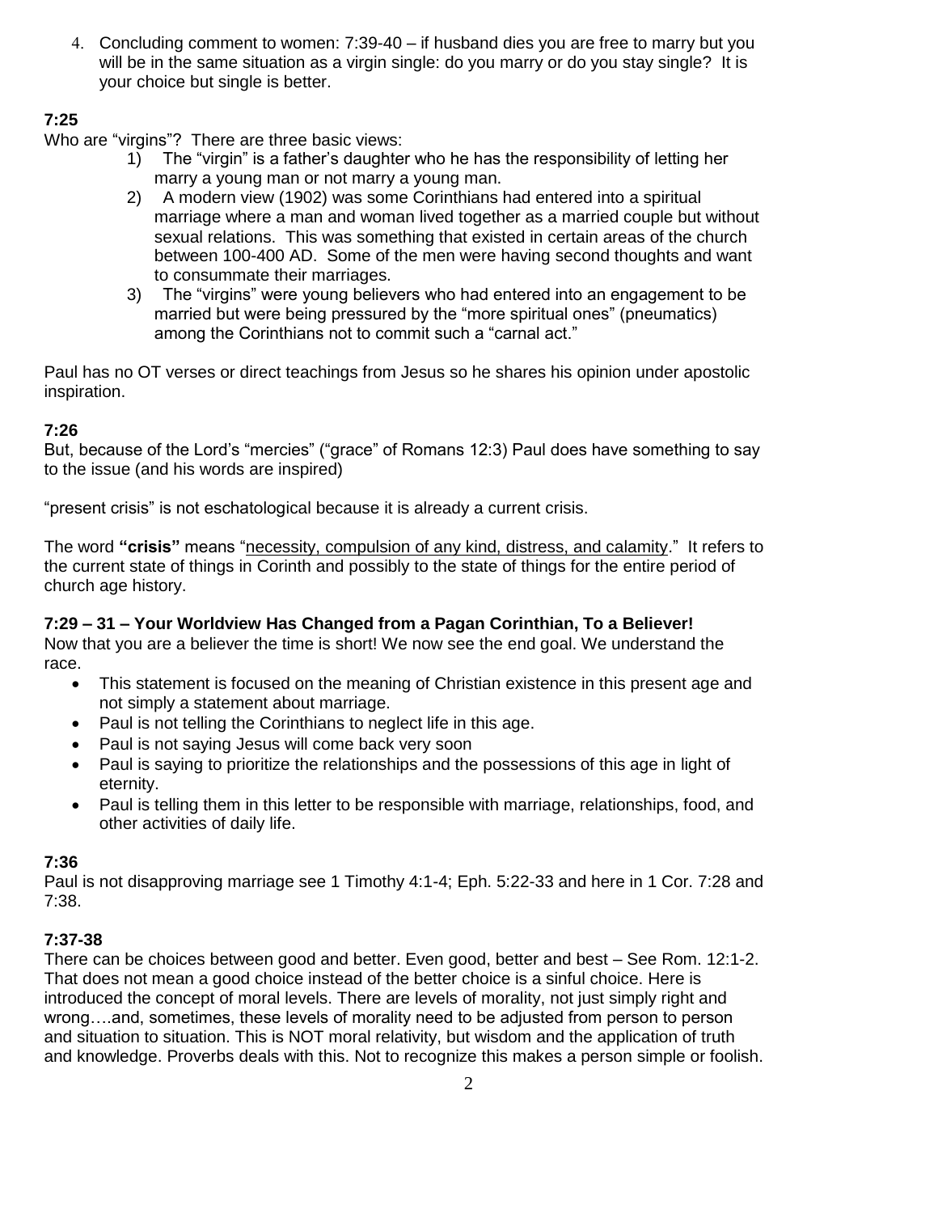4. Concluding comment to women: 7:39-40 – if husband dies you are free to marry but you will be in the same situation as a virgin single: do you marry or do you stay single? It is your choice but single is better.

**7:25**

Who are "virgins"? There are three basic views:

1) The "virgin" is a father's daughter who he has the responsibility of letting her marry a young man or not marry a young man.
2) A modern view (1902) was some Corinthians had entered into a spiritual marriage where a man and woman lived together as a married couple but without sexual relations. This was something that existed in certain areas of the church between 100-400 AD. Some of the men were having second thoughts and want to consummate their marriages.
3) The "virgins" were young believers who had entered into an engagement to be married but were being pressured by the "more spiritual ones" (pneumatics) among the Corinthians not to commit such a "carnal act."

Paul has no OT verses or direct teachings from Jesus so he shares his opinion under apostolic inspiration.

**7:26**

But, because of the Lord's "mercies" ("grace" of Romans 12:3) Paul does have something to say to the issue (and his words are inspired)

"present crisis" is not eschatological because it is already a current crisis.

The word **"crisis"** means "<u>necessity, compulsion of any kind, distress, and calamity</u>." It refers to the current state of things in Corinth and possibly to the state of things for the entire period of church age history.

**7:29 – 31 – Your Worldview Has Changed from a Pagan Corinthian, To a Believer!**

Now that you are a believer the time is short! We now see the end goal. We understand the race.

- This statement is focused on the meaning of Christian existence in this present age and not simply a statement about marriage.
- Paul is not telling the Corinthians to neglect life in this age.
- Paul is not saying Jesus will come back very soon
- Paul is saying to prioritize the relationships and the possessions of this age in light of eternity.
- Paul is telling them in this letter to be responsible with marriage, relationships, food, and other activities of daily life.

**7:36**

Paul is not disapproving marriage see 1 Timothy 4:1-4; Eph. 5:22-33 and here in 1 Cor. 7:28 and 7:38.

**7:37-38**

There can be choices between good and better. Even good, better and best – See Rom. 12:1-2. That does not mean a good choice instead of the better choice is a sinful choice. Here is introduced the concept of moral levels. There are levels of morality, not just simply right and wrong….and, sometimes, these levels of morality need to be adjusted from person to person and situation to situation. This is NOT moral relativity, but wisdom and the application of truth and knowledge. Proverbs deals with this. Not to recognize this makes a person simple or foolish.